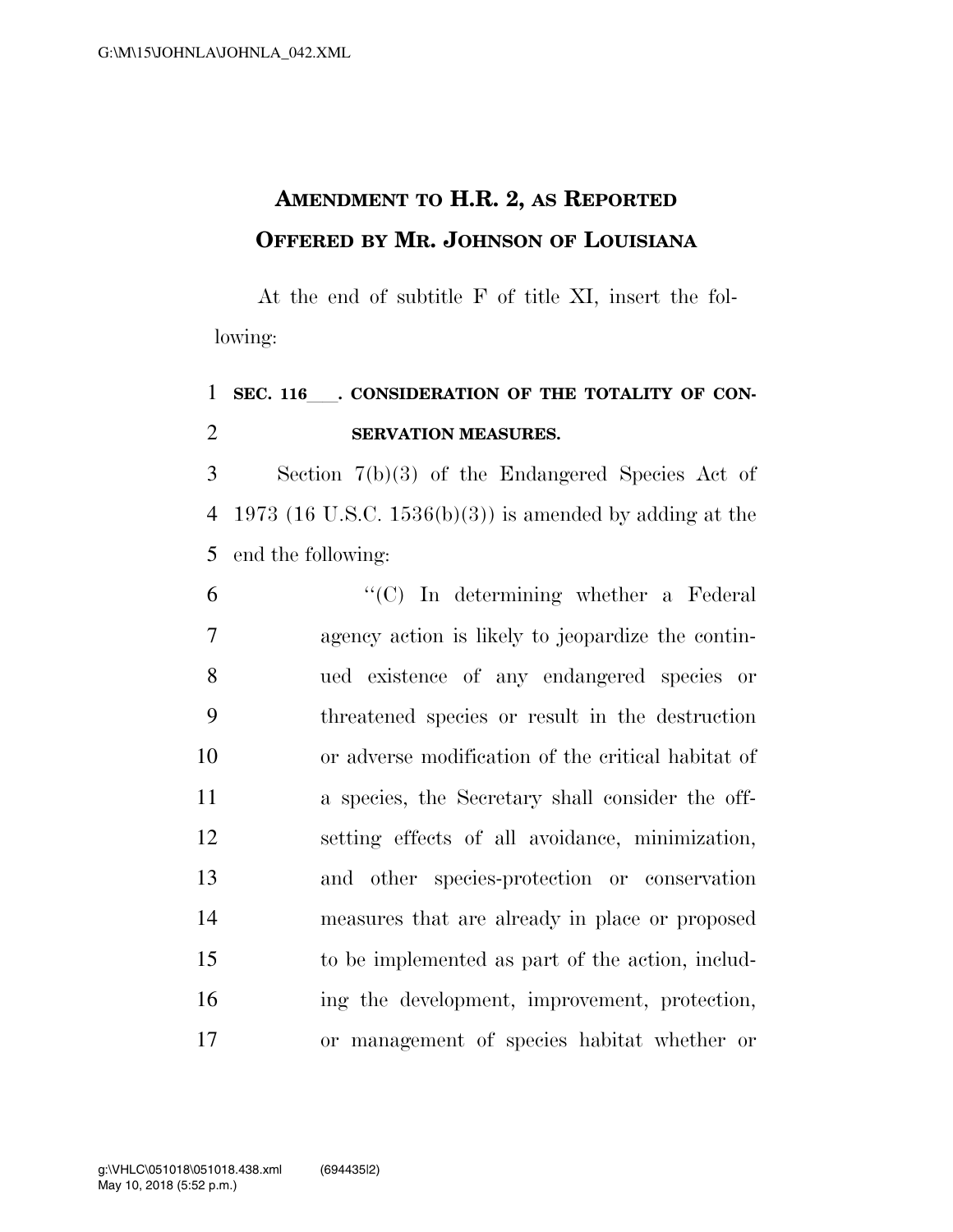# AMENDMENT TO H.R. 2, AS REPORTED OFFERED BY MR. JOHNSON OF LOUISIANA

At the end of subtitle F of title XI, insert the following:

**SEC. 116___. CONSIDERATION OF THE TOTALITY OF CONSERVATION MEASURES.**

Section 7(b)(3) of the Endangered Species Act of 1973 (16 U.S.C. 1536(b)(3)) is amended by adding at the end the following:

"(C) In determining whether a Federal agency action is likely to jeopardize the continued existence of any endangered species or threatened species or result in the destruction or adverse modification of the critical habitat of a species, the Secretary shall consider the offsetting effects of all avoidance, minimization, and other species-protection or conservation measures that are already in place or proposed to be implemented as part of the action, including the development, improvement, protection, or management of species habitat whether or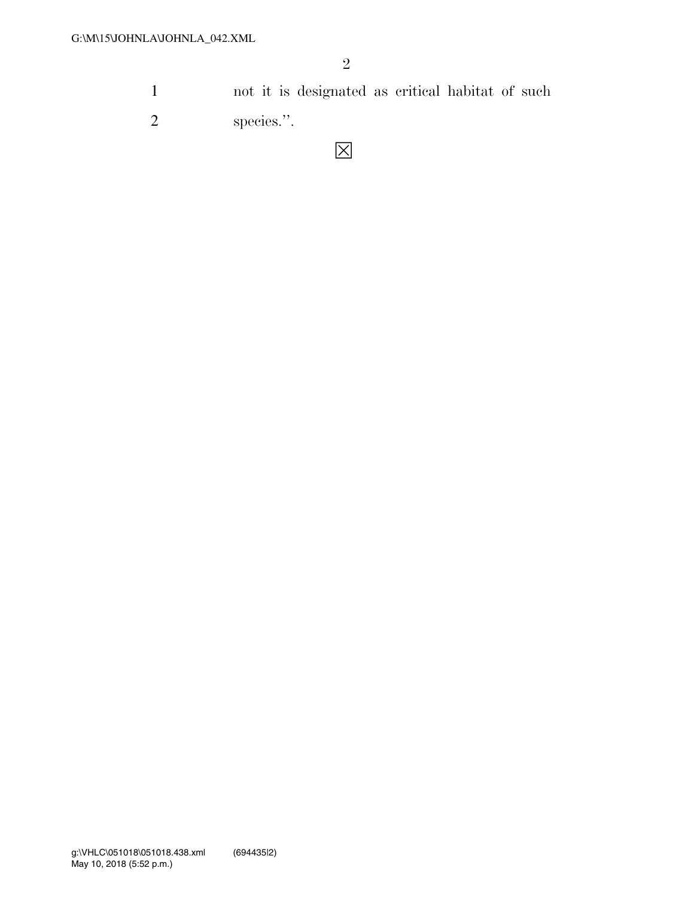not it is designated as critical habitat of such species.''.

☒